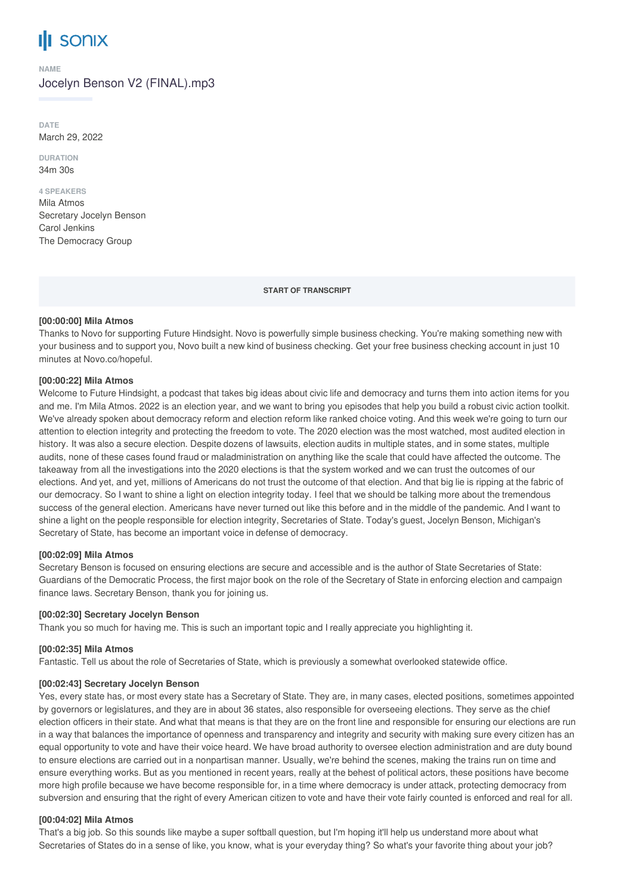# sonix

**NAME**

Jocelyn Benson V2 (FINAL).mp3

**DATE**

March 29, 2022

**DURATION**

34m 30s

**4 SPEAKERS**

Mila Atmos
Secretary Jocelyn Benson
Carol Jenkins
The Democracy Group

**START OF TRANSCRIPT**

**[00:00:00] Mila Atmos**

Thanks to Novo for supporting Future Hindsight. Novo is powerfully simple business checking. You're making something new with your business and to support you, Novo built a new kind of business checking. Get your free business checking account in just 10 minutes at Novo.co/hopeful.

**[00:00:22] Mila Atmos**

Welcome to Future Hindsight, a podcast that takes big ideas about civic life and democracy and turns them into action items for you and me. I'm Mila Atmos. 2022 is an election year, and we want to bring you episodes that help you build a robust civic action toolkit. We've already spoken about democracy reform and election reform like ranked choice voting. And this week we're going to turn our attention to election integrity and protecting the freedom to vote. The 2020 election was the most watched, most audited election in history. It was also a secure election. Despite dozens of lawsuits, election audits in multiple states, and in some states, multiple audits, none of these cases found fraud or maladministration on anything like the scale that could have affected the outcome. The takeaway from all the investigations into the 2020 elections is that the system worked and we can trust the outcomes of our elections. And yet, and yet, millions of Americans do not trust the outcome of that election. And that big lie is ripping at the fabric of our democracy. So I want to shine a light on election integrity today. I feel that we should be talking more about the tremendous success of the general election. Americans have never turned out like this before and in the middle of the pandemic. And I want to shine a light on the people responsible for election integrity, Secretaries of State. Today's guest, Jocelyn Benson, Michigan's Secretary of State, has become an important voice in defense of democracy.

**[00:02:09] Mila Atmos**

Secretary Benson is focused on ensuring elections are secure and accessible and is the author of State Secretaries of State: Guardians of the Democratic Process, the first major book on the role of the Secretary of State in enforcing election and campaign finance laws. Secretary Benson, thank you for joining us.

**[00:02:30] Secretary Jocelyn Benson**

Thank you so much for having me. This is such an important topic and I really appreciate you highlighting it.

**[00:02:35] Mila Atmos**

Fantastic. Tell us about the role of Secretaries of State, which is previously a somewhat overlooked statewide office.

**[00:02:43] Secretary Jocelyn Benson**

Yes, every state has, or most every state has a Secretary of State. They are, in many cases, elected positions, sometimes appointed by governors or legislatures, and they are in about 36 states, also responsible for overseeing elections. They serve as the chief election officers in their state. And what that means is that they are on the front line and responsible for ensuring our elections are run in a way that balances the importance of openness and transparency and integrity and security with making sure every citizen has an equal opportunity to vote and have their voice heard. We have broad authority to oversee election administration and are duty bound to ensure elections are carried out in a nonpartisan manner. Usually, we're behind the scenes, making the trains run on time and ensure everything works. But as you mentioned in recent years, really at the behest of political actors, these positions have become more high profile because we have become responsible for, in a time where democracy is under attack, protecting democracy from subversion and ensuring that the right of every American citizen to vote and have their vote fairly counted is enforced and real for all.

**[00:04:02] Mila Atmos**

That's a big job. So this sounds like maybe a super softball question, but I'm hoping it'll help us understand more about what Secretaries of States do in a sense of like, you know, what is your everyday thing? So what's your favorite thing about your job?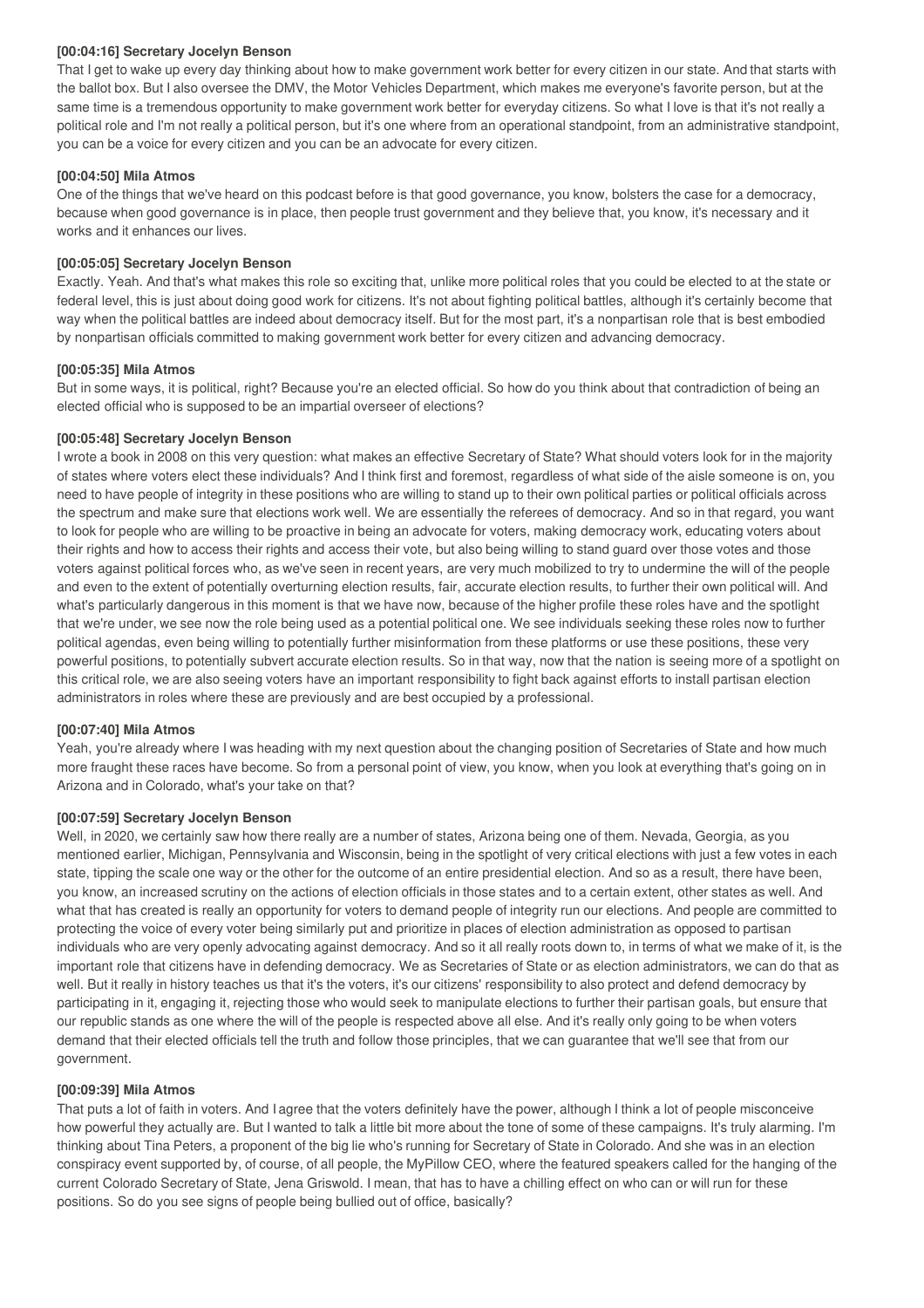**[00:04:16] Secretary Jocelyn Benson**

That I get to wake up every day thinking about how to make government work better for every citizen in our state. And that starts with the ballot box. But I also oversee the DMV, the Motor Vehicles Department, which makes me everyone's favorite person, but at the same time is a tremendous opportunity to make government work better for everyday citizens. So what I love is that it's not really a political role and I'm not really a political person, but it's one where from an operational standpoint, from an administrative standpoint, you can be a voice for every citizen and you can be an advocate for every citizen.

**[00:04:50] Mila Atmos**

One of the things that we've heard on this podcast before is that good governance, you know, bolsters the case for a democracy, because when good governance is in place, then people trust government and they believe that, you know, it's necessary and it works and it enhances our lives.

**[00:05:05] Secretary Jocelyn Benson**

Exactly. Yeah. And that's what makes this role so exciting that, unlike more political roles that you could be elected to at the state or federal level, this is just about doing good work for citizens. It's not about fighting political battles, although it's certainly become that way when the political battles are indeed about democracy itself. But for the most part, it's a nonpartisan role that is best embodied by nonpartisan officials committed to making government work better for every citizen and advancing democracy.

**[00:05:35] Mila Atmos**

But in some ways, it is political, right? Because you're an elected official. So how do you think about that contradiction of being an elected official who is supposed to be an impartial overseer of elections?

**[00:05:48] Secretary Jocelyn Benson**

I wrote a book in 2008 on this very question: what makes an effective Secretary of State? What should voters look for in the majority of states where voters elect these individuals? And I think first and foremost, regardless of what side of the aisle someone is on, you need to have people of integrity in these positions who are willing to stand up to their own political parties or political officials across the spectrum and make sure that elections work well. We are essentially the referees of democracy. And so in that regard, you want to look for people who are willing to be proactive in being an advocate for voters, making democracy work, educating voters about their rights and how to access their rights and access their vote, but also being willing to stand guard over those votes and those voters against political forces who, as we've seen in recent years, are very much mobilized to try to undermine the will of the people and even to the extent of potentially overturning election results, fair, accurate election results, to further their own political will. And what's particularly dangerous in this moment is that we have now, because of the higher profile these roles have and the spotlight that we're under, we see now the role being used as a potential political one. We see individuals seeking these roles now to further political agendas, even being willing to potentially further misinformation from these platforms or use these positions, these very powerful positions, to potentially subvert accurate election results. So in that way, now that the nation is seeing more of a spotlight on this critical role, we are also seeing voters have an important responsibility to fight back against efforts to install partisan election administrators in roles where these are previously and are best occupied by a professional.

**[00:07:40] Mila Atmos**

Yeah, you're already where I was heading with my next question about the changing position of Secretaries of State and how much more fraught these races have become. So from a personal point of view, you know, when you look at everything that's going on in Arizona and in Colorado, what's your take on that?

**[00:07:59] Secretary Jocelyn Benson**

Well, in 2020, we certainly saw how there really are a number of states, Arizona being one of them. Nevada, Georgia, as you mentioned earlier, Michigan, Pennsylvania and Wisconsin, being in the spotlight of very critical elections with just a few votes in each state, tipping the scale one way or the other for the outcome of an entire presidential election. And so as a result, there have been, you know, an increased scrutiny on the actions of election officials in those states and to a certain extent, other states as well. And what that has created is really an opportunity for voters to demand people of integrity run our elections. And people are committed to protecting the voice of every voter being similarly put and prioritize in places of election administration as opposed to partisan individuals who are very openly advocating against democracy. And so it all really roots down to, in terms of what we make of it, is the important role that citizens have in defending democracy. We as Secretaries of State or as election administrators, we can do that as well. But it really in history teaches us that it's the voters, it's our citizens' responsibility to also protect and defend democracy by participating in it, engaging it, rejecting those who would seek to manipulate elections to further their partisan goals, but ensure that our republic stands as one where the will of the people is respected above all else. And it's really only going to be when voters demand that their elected officials tell the truth and follow those principles, that we can guarantee that we'll see that from our government.

**[00:09:39] Mila Atmos**

That puts a lot of faith in voters. And I agree that the voters definitely have the power, although I think a lot of people misconceive how powerful they actually are. But I wanted to talk a little bit more about the tone of some of these campaigns. It's truly alarming. I'm thinking about Tina Peters, a proponent of the big lie who's running for Secretary of State in Colorado. And she was in an election conspiracy event supported by, of course, of all people, the MyPillow CEO, where the featured speakers called for the hanging of the current Colorado Secretary of State, Jena Griswold. I mean, that has to have a chilling effect on who can or will run for these positions. So do you see signs of people being bullied out of office, basically?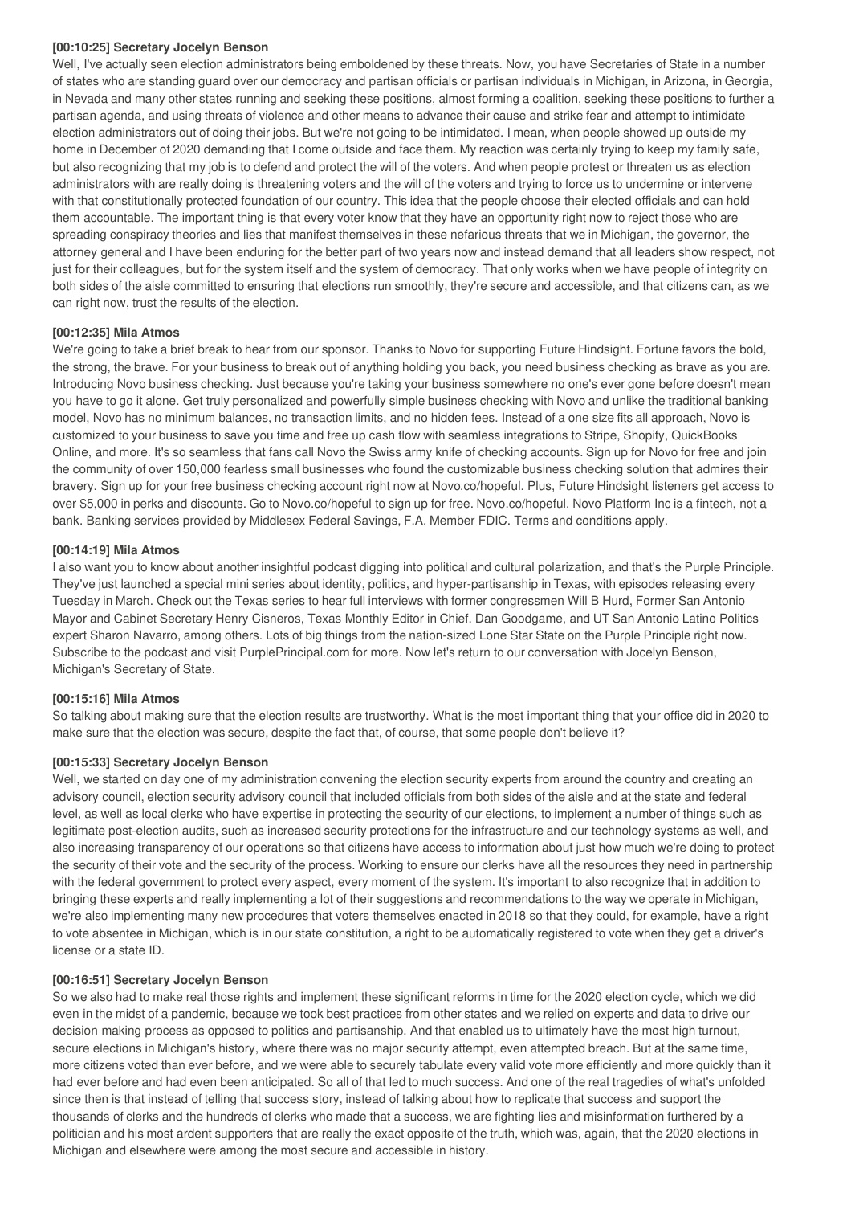**[00:10:25] Secretary Jocelyn Benson**

Well, I've actually seen election administrators being emboldened by these threats. Now, you have Secretaries of State in a number of states who are standing guard over our democracy and partisan officials or partisan individuals in Michigan, in Arizona, in Georgia, in Nevada and many other states running and seeking these positions, almost forming a coalition, seeking these positions to further a partisan agenda, and using threats of violence and other means to advance their cause and strike fear and attempt to intimidate election administrators out of doing their jobs. But we're not going to be intimidated. I mean, when people showed up outside my home in December of 2020 demanding that I come outside and face them. My reaction was certainly trying to keep my family safe, but also recognizing that my job is to defend and protect the will of the voters. And when people protest or threaten us as election administrators with are really doing is threatening voters and the will of the voters and trying to force us to undermine or intervene with that constitutionally protected foundation of our country. This idea that the people choose their elected officials and can hold them accountable. The important thing is that every voter know that they have an opportunity right now to reject those who are spreading conspiracy theories and lies that manifest themselves in these nefarious threats that we in Michigan, the governor, the attorney general and I have been enduring for the better part of two years now and instead demand that all leaders show respect, not just for their colleagues, but for the system itself and the system of democracy. That only works when we have people of integrity on both sides of the aisle committed to ensuring that elections run smoothly, they're secure and accessible, and that citizens can, as we can right now, trust the results of the election.

**[00:12:35] Mila Atmos**

We're going to take a brief break to hear from our sponsor. Thanks to Novo for supporting Future Hindsight. Fortune favors the bold, the strong, the brave. For your business to break out of anything holding you back, you need business checking as brave as you are. Introducing Novo business checking. Just because you're taking your business somewhere no one's ever gone before doesn't mean you have to go it alone. Get truly personalized and powerfully simple business checking with Novo and unlike the traditional banking model, Novo has no minimum balances, no transaction limits, and no hidden fees. Instead of a one size fits all approach, Novo is customized to your business to save you time and free up cash flow with seamless integrations to Stripe, Shopify, QuickBooks Online, and more. It's so seamless that fans call Novo the Swiss army knife of checking accounts. Sign up for Novo for free and join the community of over 150,000 fearless small businesses who found the customizable business checking solution that admires their bravery. Sign up for your free business checking account right now at Novo.co/hopeful. Plus, Future Hindsight listeners get access to over $5,000 in perks and discounts. Go to Novo.co/hopeful to sign up for free. Novo.co/hopeful. Novo Platform Inc is a fintech, not a bank. Banking services provided by Middlesex Federal Savings, F.A. Member FDIC. Terms and conditions apply.

**[00:14:19] Mila Atmos**

I also want you to know about another insightful podcast digging into political and cultural polarization, and that's the Purple Principle. They've just launched a special mini series about identity, politics, and hyper-partisanship in Texas, with episodes releasing every Tuesday in March. Check out the Texas series to hear full interviews with former congressmen Will B Hurd, Former San Antonio Mayor and Cabinet Secretary Henry Cisneros, Texas Monthly Editor in Chief. Dan Goodgame, and UT San Antonio Latino Politics expert Sharon Navarro, among others. Lots of big things from the nation-sized Lone Star State on the Purple Principle right now. Subscribe to the podcast and visit PurplePrincipal.com for more. Now let's return to our conversation with Jocelyn Benson, Michigan's Secretary of State.

**[00:15:16] Mila Atmos**

So talking about making sure that the election results are trustworthy. What is the most important thing that your office did in 2020 to make sure that the election was secure, despite the fact that, of course, that some people don't believe it?

**[00:15:33] Secretary Jocelyn Benson**

Well, we started on day one of my administration convening the election security experts from around the country and creating an advisory council, election security advisory council that included officials from both sides of the aisle and at the state and federal level, as well as local clerks who have expertise in protecting the security of our elections, to implement a number of things such as legitimate post-election audits, such as increased security protections for the infrastructure and our technology systems as well, and also increasing transparency of our operations so that citizens have access to information about just how much we're doing to protect the security of their vote and the security of the process. Working to ensure our clerks have all the resources they need in partnership with the federal government to protect every aspect, every moment of the system. It's important to also recognize that in addition to bringing these experts and really implementing a lot of their suggestions and recommendations to the way we operate in Michigan, we're also implementing many new procedures that voters themselves enacted in 2018 so that they could, for example, have a right to vote absentee in Michigan, which is in our state constitution, a right to be automatically registered to vote when they get a driver's license or a state ID.

**[00:16:51] Secretary Jocelyn Benson**

So we also had to make real those rights and implement these significant reforms in time for the 2020 election cycle, which we did even in the midst of a pandemic, because we took best practices from other states and we relied on experts and data to drive our decision making process as opposed to politics and partisanship. And that enabled us to ultimately have the most high turnout, secure elections in Michigan's history, where there was no major security attempt, even attempted breach. But at the same time, more citizens voted than ever before, and we were able to securely tabulate every valid vote more efficiently and more quickly than it had ever before and had even been anticipated. So all of that led to much success. And one of the real tragedies of what's unfolded since then is that instead of telling that success story, instead of talking about how to replicate that success and support the thousands of clerks and the hundreds of clerks who made that a success, we are fighting lies and misinformation furthered by a politician and his most ardent supporters that are really the exact opposite of the truth, which was, again, that the 2020 elections in Michigan and elsewhere were among the most secure and accessible in history.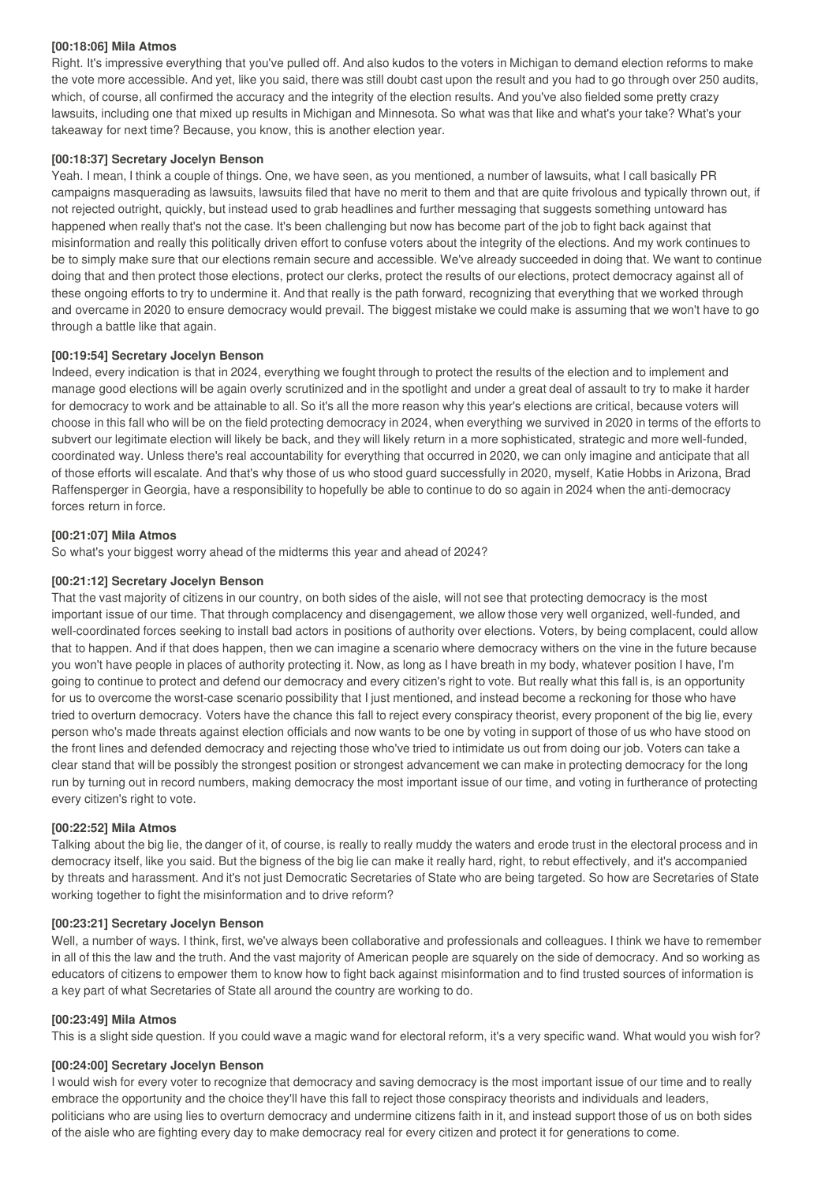**[00:18:06] Mila Atmos**

Right. It's impressive everything that you've pulled off. And also kudos to the voters in Michigan to demand election reforms to make the vote more accessible. And yet, like you said, there was still doubt cast upon the result and you had to go through over 250 audits, which, of course, all confirmed the accuracy and the integrity of the election results. And you've also fielded some pretty crazy lawsuits, including one that mixed up results in Michigan and Minnesota. So what was that like and what's your take? What's your takeaway for next time? Because, you know, this is another election year.

**[00:18:37] Secretary Jocelyn Benson**

Yeah. I mean, I think a couple of things. One, we have seen, as you mentioned, a number of lawsuits, what I call basically PR campaigns masquerading as lawsuits, lawsuits filed that have no merit to them and that are quite frivolous and typically thrown out, if not rejected outright, quickly, but instead used to grab headlines and further messaging that suggests something untoward has happened when really that's not the case. It's been challenging but now has become part of the job to fight back against that misinformation and really this politically driven effort to confuse voters about the integrity of the elections. And my work continues to be to simply make sure that our elections remain secure and accessible. We've already succeeded in doing that. We want to continue doing that and then protect those elections, protect our clerks, protect the results of our elections, protect democracy against all of these ongoing efforts to try to undermine it. And that really is the path forward, recognizing that everything that we worked through and overcame in 2020 to ensure democracy would prevail. The biggest mistake we could make is assuming that we won't have to go through a battle like that again.

**[00:19:54] Secretary Jocelyn Benson**

Indeed, every indication is that in 2024, everything we fought through to protect the results of the election and to implement and manage good elections will be again overly scrutinized and in the spotlight and under a great deal of assault to try to make it harder for democracy to work and be attainable to all. So it's all the more reason why this year's elections are critical, because voters will choose in this fall who will be on the field protecting democracy in 2024, when everything we survived in 2020 in terms of the efforts to subvert our legitimate election will likely be back, and they will likely return in a more sophisticated, strategic and more well-funded, coordinated way. Unless there's real accountability for everything that occurred in 2020, we can only imagine and anticipate that all of those efforts will escalate. And that's why those of us who stood guard successfully in 2020, myself, Katie Hobbs in Arizona, Brad Raffensperger in Georgia, have a responsibility to hopefully be able to continue to do so again in 2024 when the anti-democracy forces return in force.

**[00:21:07] Mila Atmos**

So what's your biggest worry ahead of the midterms this year and ahead of 2024?

**[00:21:12] Secretary Jocelyn Benson**

That the vast majority of citizens in our country, on both sides of the aisle, will not see that protecting democracy is the most important issue of our time. That through complacency and disengagement, we allow those very well organized, well-funded, and well-coordinated forces seeking to install bad actors in positions of authority over elections. Voters, by being complacent, could allow that to happen. And if that does happen, then we can imagine a scenario where democracy withers on the vine in the future because you won't have people in places of authority protecting it. Now, as long as I have breath in my body, whatever position I have, I'm going to continue to protect and defend our democracy and every citizen's right to vote. But really what this fall is, is an opportunity for us to overcome the worst-case scenario possibility that I just mentioned, and instead become a reckoning for those who have tried to overturn democracy. Voters have the chance this fall to reject every conspiracy theorist, every proponent of the big lie, every person who's made threats against election officials and now wants to be one by voting in support of those of us who have stood on the front lines and defended democracy and rejecting those who've tried to intimidate us out from doing our job. Voters can take a clear stand that will be possibly the strongest position or strongest advancement we can make in protecting democracy for the long run by turning out in record numbers, making democracy the most important issue of our time, and voting in furtherance of protecting every citizen's right to vote.

**[00:22:52] Mila Atmos**

Talking about the big lie, the danger of it, of course, is really to really muddy the waters and erode trust in the electoral process and in democracy itself, like you said. But the bigness of the big lie can make it really hard, right, to rebut effectively, and it's accompanied by threats and harassment. And it's not just Democratic Secretaries of State who are being targeted. So how are Secretaries of State working together to fight the misinformation and to drive reform?

**[00:23:21] Secretary Jocelyn Benson**

Well, a number of ways. I think, first, we've always been collaborative and professionals and colleagues. I think we have to remember in all of this the law and the truth. And the vast majority of American people are squarely on the side of democracy. And so working as educators of citizens to empower them to know how to fight back against misinformation and to find trusted sources of information is a key part of what Secretaries of State all around the country are working to do.

**[00:23:49] Mila Atmos**

This is a slight side question. If you could wave a magic wand for electoral reform, it's a very specific wand. What would you wish for?

**[00:24:00] Secretary Jocelyn Benson**

I would wish for every voter to recognize that democracy and saving democracy is the most important issue of our time and to really embrace the opportunity and the choice they'll have this fall to reject those conspiracy theorists and individuals and leaders, politicians who are using lies to overturn democracy and undermine citizens faith in it, and instead support those of us on both sides of the aisle who are fighting every day to make democracy real for every citizen and protect it for generations to come.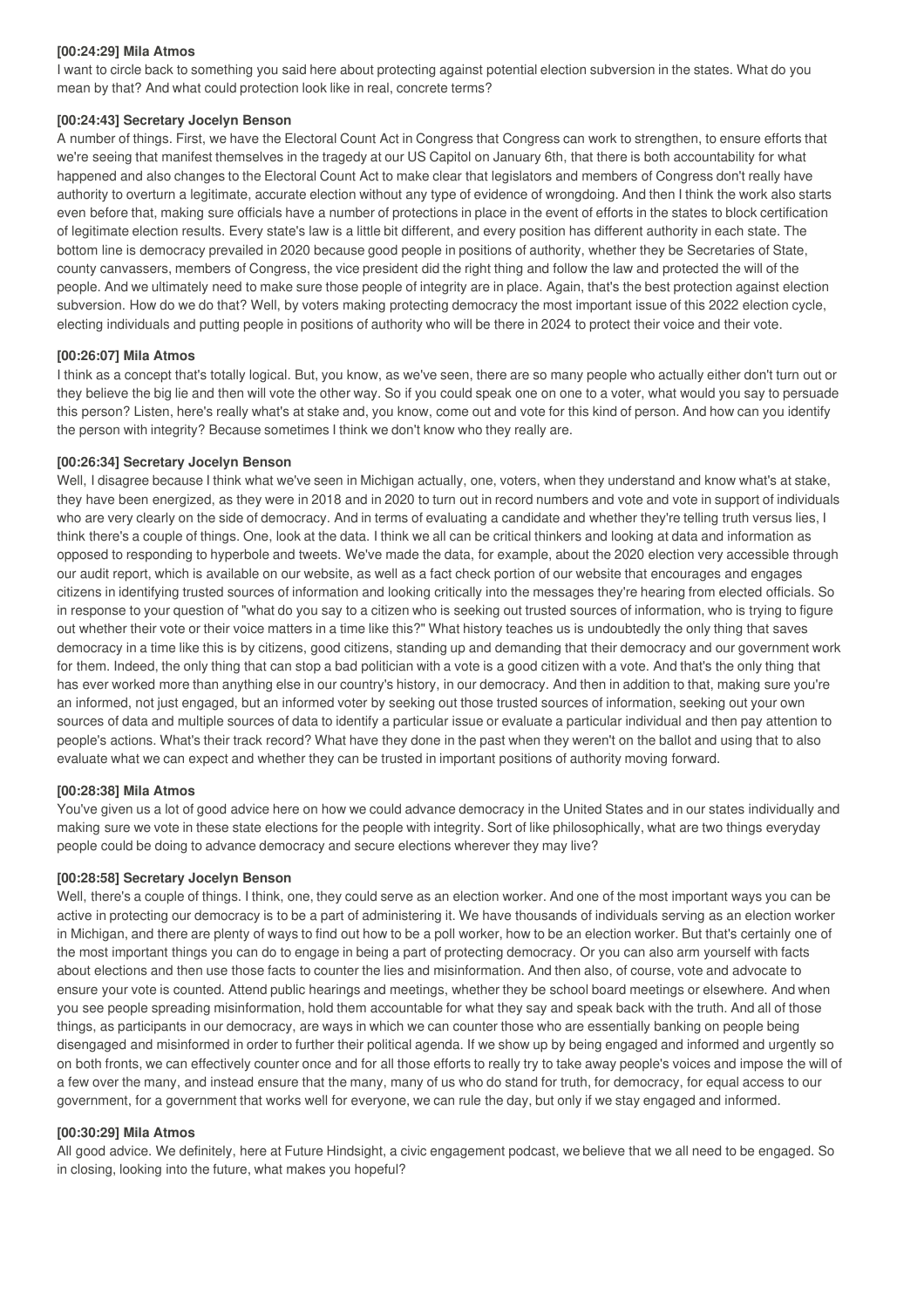**[00:24:29] Mila Atmos**

I want to circle back to something you said here about protecting against potential election subversion in the states. What do you mean by that? And what could protection look like in real, concrete terms?

**[00:24:43] Secretary Jocelyn Benson**

A number of things. First, we have the Electoral Count Act in Congress that Congress can work to strengthen, to ensure efforts that we're seeing that manifest themselves in the tragedy at our US Capitol on January 6th, that there is both accountability for what happened and also changes to the Electoral Count Act to make clear that legislators and members of Congress don't really have authority to overturn a legitimate, accurate election without any type of evidence of wrongdoing. And then I think the work also starts even before that, making sure officials have a number of protections in place in the event of efforts in the states to block certification of legitimate election results. Every state's law is a little bit different, and every position has different authority in each state. The bottom line is democracy prevailed in 2020 because good people in positions of authority, whether they be Secretaries of State, county canvassers, members of Congress, the vice president did the right thing and follow the law and protected the will of the people. And we ultimately need to make sure those people of integrity are in place. Again, that's the best protection against election subversion. How do we do that? Well, by voters making protecting democracy the most important issue of this 2022 election cycle, electing individuals and putting people in positions of authority who will be there in 2024 to protect their voice and their vote.

**[00:26:07] Mila Atmos**

I think as a concept that's totally logical. But, you know, as we've seen, there are so many people who actually either don't turn out or they believe the big lie and then will vote the other way. So if you could speak one on one to a voter, what would you say to persuade this person? Listen, here's really what's at stake and, you know, come out and vote for this kind of person. And how can you identify the person with integrity? Because sometimes I think we don't know who they really are.

**[00:26:34] Secretary Jocelyn Benson**

Well, I disagree because I think what we've seen in Michigan actually, one, voters, when they understand and know what's at stake, they have been energized, as they were in 2018 and in 2020 to turn out in record numbers and vote and vote in support of individuals who are very clearly on the side of democracy. And in terms of evaluating a candidate and whether they're telling truth versus lies, I think there's a couple of things. One, look at the data. I think we all can be critical thinkers and looking at data and information as opposed to responding to hyperbole and tweets. We've made the data, for example, about the 2020 election very accessible through our audit report, which is available on our website, as well as a fact check portion of our website that encourages and engages citizens in identifying trusted sources of information and looking critically into the messages they're hearing from elected officials. So in response to your question of "what do you say to a citizen who is seeking out trusted sources of information, who is trying to figure out whether their vote or their voice matters in a time like this?" What history teaches us is undoubtedly the only thing that saves democracy in a time like this is by citizens, good citizens, standing up and demanding that their democracy and our government work for them. Indeed, the only thing that can stop a bad politician with a vote is a good citizen with a vote. And that's the only thing that has ever worked more than anything else in our country's history, in our democracy. And then in addition to that, making sure you're an informed, not just engaged, but an informed voter by seeking out those trusted sources of information, seeking out your own sources of data and multiple sources of data to identify a particular issue or evaluate a particular individual and then pay attention to people's actions. What's their track record? What have they done in the past when they weren't on the ballot and using that to also evaluate what we can expect and whether they can be trusted in important positions of authority moving forward.

**[00:28:38] Mila Atmos**

You've given us a lot of good advice here on how we could advance democracy in the United States and in our states individually and making sure we vote in these state elections for the people with integrity. Sort of like philosophically, what are two things everyday people could be doing to advance democracy and secure elections wherever they may live?

**[00:28:58] Secretary Jocelyn Benson**

Well, there's a couple of things. I think, one, they could serve as an election worker. And one of the most important ways you can be active in protecting our democracy is to be a part of administering it. We have thousands of individuals serving as an election worker in Michigan, and there are plenty of ways to find out how to be a poll worker, how to be an election worker. But that's certainly one of the most important things you can do to engage in being a part of protecting democracy. Or you can also arm yourself with facts about elections and then use those facts to counter the lies and misinformation. And then also, of course, vote and advocate to ensure your vote is counted. Attend public hearings and meetings, whether they be school board meetings or elsewhere. And when you see people spreading misinformation, hold them accountable for what they say and speak back with the truth. And all of those things, as participants in our democracy, are ways in which we can counter those who are essentially banking on people being disengaged and misinformed in order to further their political agenda. If we show up by being engaged and informed and urgently so on both fronts, we can effectively counter once and for all those efforts to really try to take away people's voices and impose the will of a few over the many, and instead ensure that the many, many of us who do stand for truth, for democracy, for equal access to our government, for a government that works well for everyone, we can rule the day, but only if we stay engaged and informed.

**[00:30:29] Mila Atmos**

All good advice. We definitely, here at Future Hindsight, a civic engagement podcast, we believe that we all need to be engaged. So in closing, looking into the future, what makes you hopeful?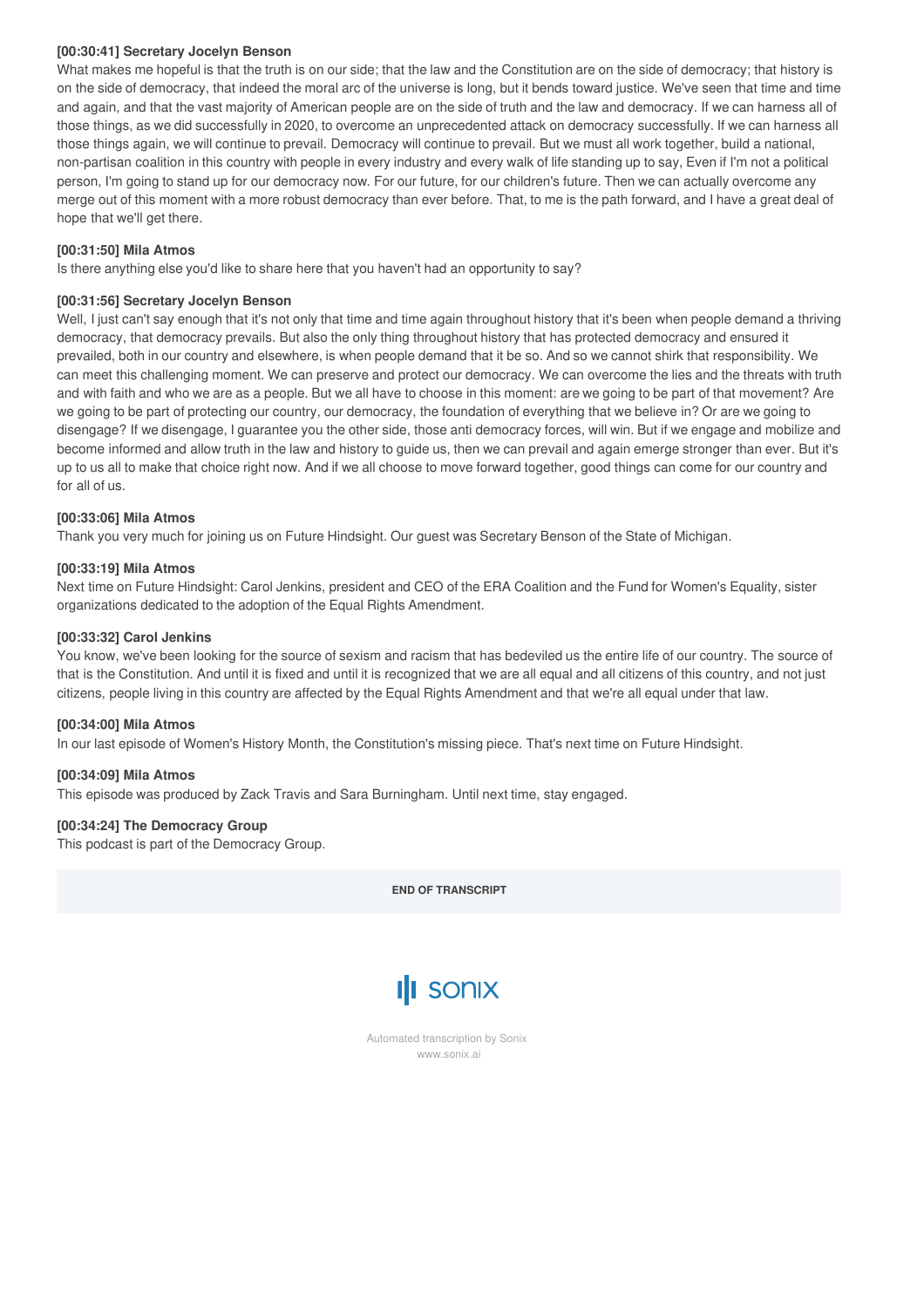**[00:30:41] Secretary Jocelyn Benson**

What makes me hopeful is that the truth is on our side; that the law and the Constitution are on the side of democracy; that history is on the side of democracy, that indeed the moral arc of the universe is long, but it bends toward justice. We've seen that time and time again, and that the vast majority of American people are on the side of truth and the law and democracy. If we can harness all of those things, as we did successfully in 2020, to overcome an unprecedented attack on democracy successfully. If we can harness all those things again, we will continue to prevail. Democracy will continue to prevail. But we must all work together, build a national, non-partisan coalition in this country with people in every industry and every walk of life standing up to say, Even if I'm not a political person, I'm going to stand up for our democracy now. For our future, for our children's future. Then we can actually overcome any merge out of this moment with a more robust democracy than ever before. That, to me is the path forward, and I have a great deal of hope that we'll get there.

**[00:31:50] Mila Atmos**

Is there anything else you'd like to share here that you haven't had an opportunity to say?

**[00:31:56] Secretary Jocelyn Benson**

Well, I just can't say enough that it's not only that time and time again throughout history that it's been when people demand a thriving democracy, that democracy prevails. But also the only thing throughout history that has protected democracy and ensured it prevailed, both in our country and elsewhere, is when people demand that it be so. And so we cannot shirk that responsibility. We can meet this challenging moment. We can preserve and protect our democracy. We can overcome the lies and the threats with truth and with faith and who we are as a people. But we all have to choose in this moment: are we going to be part of that movement? Are we going to be part of protecting our country, our democracy, the foundation of everything that we believe in? Or are we going to disengage? If we disengage, I guarantee you the other side, those anti democracy forces, will win. But if we engage and mobilize and become informed and allow truth in the law and history to guide us, then we can prevail and again emerge stronger than ever. But it's up to us all to make that choice right now. And if we all choose to move forward together, good things can come for our country and for all of us.

**[00:33:06] Mila Atmos**

Thank you very much for joining us on Future Hindsight. Our guest was Secretary Benson of the State of Michigan.

**[00:33:19] Mila Atmos**

Next time on Future Hindsight: Carol Jenkins, president and CEO of the ERA Coalition and the Fund for Women's Equality, sister organizations dedicated to the adoption of the Equal Rights Amendment.

**[00:33:32] Carol Jenkins**

You know, we've been looking for the source of sexism and racism that has bedeviled us the entire life of our country. The source of that is the Constitution. And until it is fixed and until it is recognized that we are all equal and all citizens of this country, and not just citizens, people living in this country are affected by the Equal Rights Amendment and that we're all equal under that law.

**[00:34:00] Mila Atmos**

In our last episode of Women's History Month, the Constitution's missing piece. That's next time on Future Hindsight.

**[00:34:09] Mila Atmos**

This episode was produced by Zack Travis and Sara Burningham. Until next time, stay engaged.

**[00:34:24] The Democracy Group**

This podcast is part of the Democracy Group.

**END OF TRANSCRIPT**

sonix

Automated transcription by Sonix
www.sonix.ai